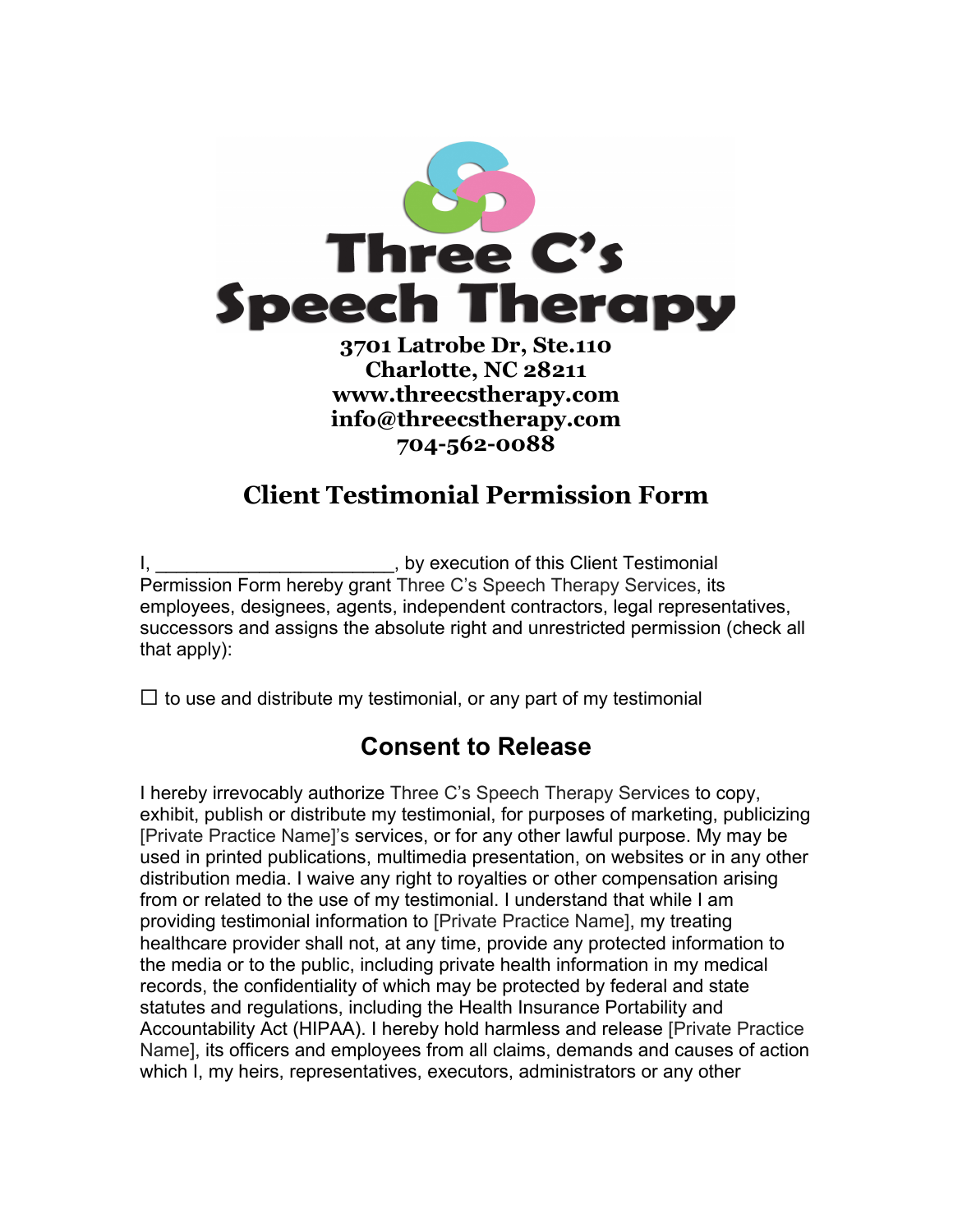# Three C's Speech Therapy

**3701 Latrobe Dr, Ste.110**
**Charlotte, NC 28211**
**www.threecstherapy.com**
**info@threecstherapy.com**
**704-562-0088**

## Client Testimonial Permission Form

I, ______________________, by execution of this Client Testimonial Permission Form hereby grant Three C's Speech Therapy Services, its employees, designees, agents, independent contractors, legal representatives, successors and assigns the absolute right and unrestricted permission (check all that apply):

☐ to use and distribute my testimonial, or any part of my testimonial

## Consent to Release

I hereby irrevocably authorize Three C's Speech Therapy Services to copy, exhibit, publish or distribute my testimonial, for purposes of marketing, publicizing [Private Practice Name]'s services, or for any other lawful purpose. My may be used in printed publications, multimedia presentation, on websites or in any other distribution media. I waive any right to royalties or other compensation arising from or related to the use of my testimonial. I understand that while I am providing testimonial information to [Private Practice Name], my treating healthcare provider shall not, at any time, provide any protected information to the media or to the public, including private health information in my medical records, the confidentiality of which may be protected by federal and state statutes and regulations, including the Health Insurance Portability and Accountability Act (HIPAA). I hereby hold harmless and release [Private Practice Name], its officers and employees from all claims, demands and causes of action which I, my heirs, representatives, executors, administrators or any other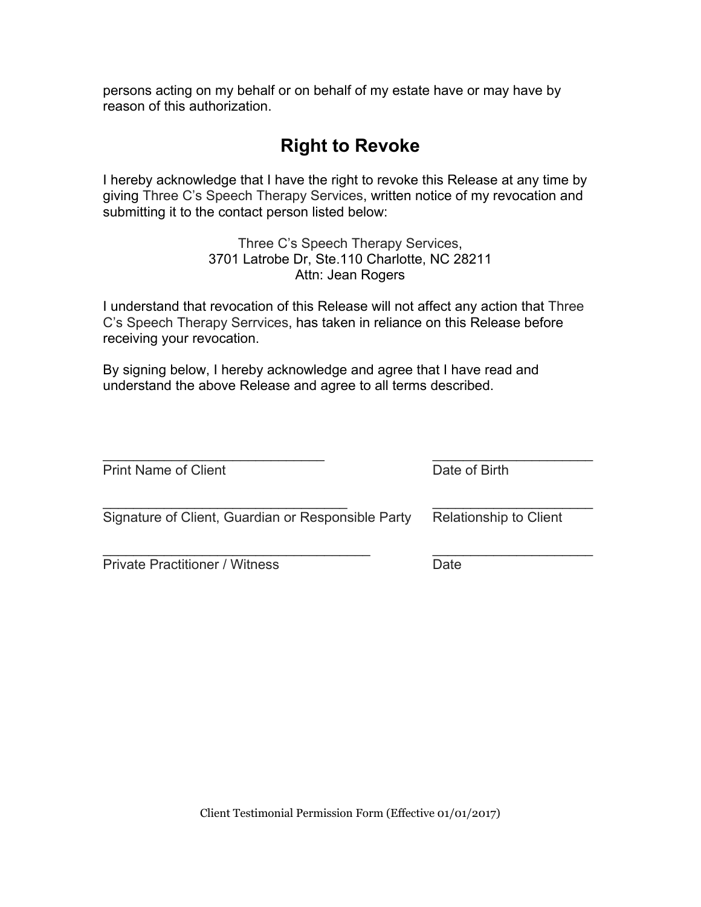persons acting on my behalf or on behalf of my estate have or may have by reason of this authorization.

## Right to Revoke

I hereby acknowledge that I have the right to revoke this Release at any time by giving Three C's Speech Therapy Services, written notice of my revocation and submitting it to the contact person listed below:

Three C's Speech Therapy Services,
3701 Latrobe Dr, Ste.110 Charlotte, NC 28211
Attn: Jean Rogers

I understand that revocation of this Release will not affect any action that Three C's Speech Therapy Serrvices, has taken in reliance on this Release before receiving your revocation.

By signing below, I hereby acknowledge and agree that I have read and understand the above Release and agree to all terms described.

| | |
|---|---|
| ______________________________ | ______________________ |
| Print Name of Client | Date of Birth |
| _________________________________ | ______________________ |
| Signature of Client, Guardian or Responsible Party | Relationship to Client |
| ____________________________________ | ______________________ |
| Private Practitioner / Witness | Date |

Client Testimonial Permission Form (Effective 01/01/2017)